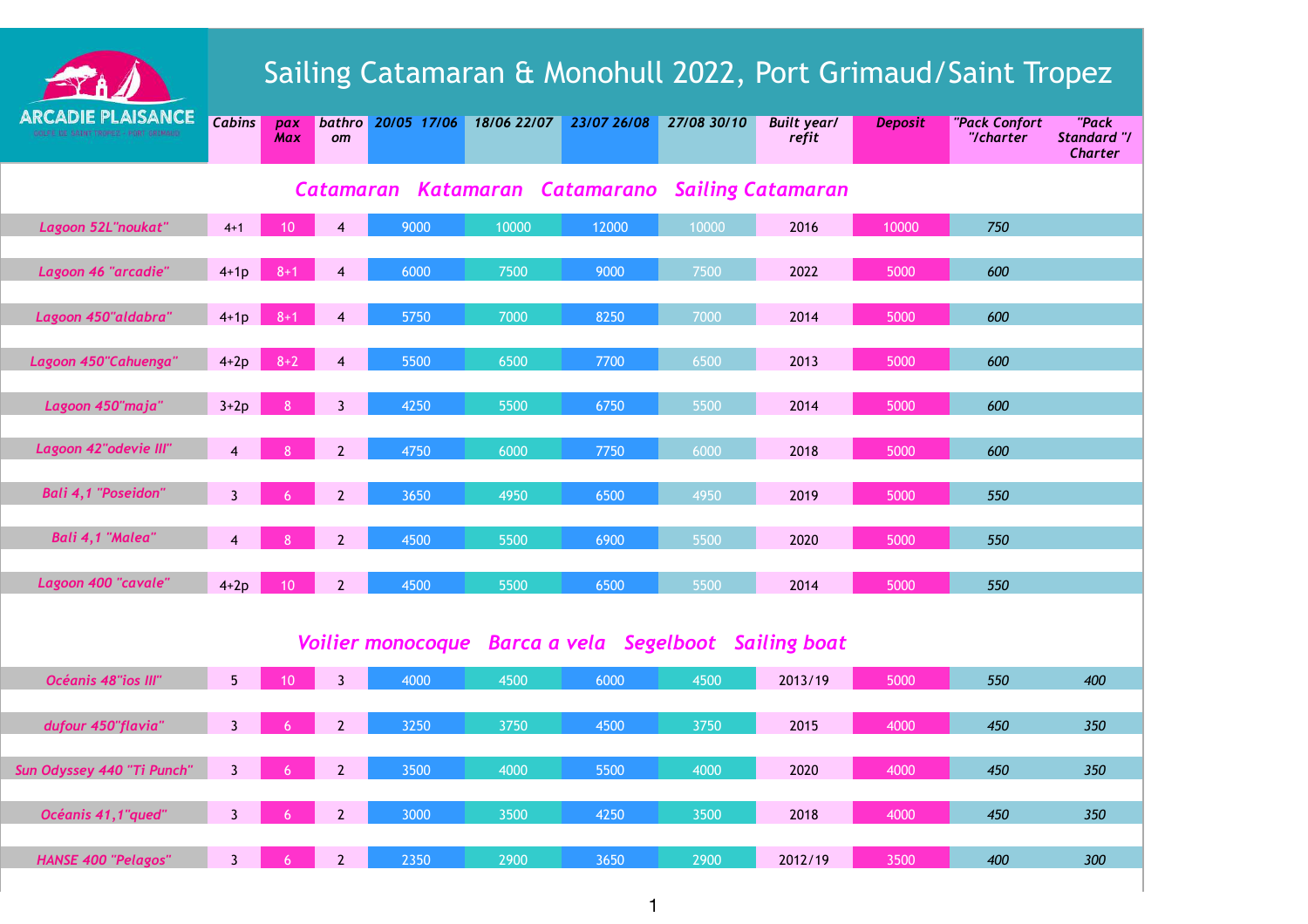ARCADIE PLAISANCE
GOLFE DE SAINT TROPEZ - PORT GRIMAUD

# Sailing Catamaran & Monohull 2022, Port Grimaud/Saint Tropez

| | Cabins | pax Max | bathroom | 20/05 17/06 | 18/06 22/07 | 23/07 26/08 | 27/08 30/10 | Built year/ refit | Deposit | "Pack Confort "/charter | "Pack Standard "/ Charter |
|---|---|---|---|---|---|---|---|---|---|---|---|
| **Catamaran Katamaran Catamarano Sailing Catamaran** | | | | | | | | | | | |
| Lagoon 52L"noukat" | 4+1 | 10 | 4 | 9000 | 10000 | 12000 | 10000 | 2016 | 10000 | 750 | |
| Lagoon 46 "arcadie" | 4+1p | 8+1 | 4 | 6000 | 7500 | 9000 | 7500 | 2022 | 5000 | 600 | |
| Lagoon 450"aldabra" | 4+1p | 8+1 | 4 | 5750 | 7000 | 8250 | 7000 | 2014 | 5000 | 600 | |
| Lagoon 450"Cahuenga" | 4+2p | 8+2 | 4 | 5500 | 6500 | 7700 | 6500 | 2013 | 5000 | 600 | |
| Lagoon 450"maja" | 3+2p | 8 | 3 | 4250 | 5500 | 6750 | 5500 | 2014 | 5000 | 600 | |
| Lagoon 42"odevie III" | 4 | 8 | 2 | 4750 | 6000 | 7750 | 6000 | 2018 | 5000 | 600 | |
| Bali 4,1 "Poseidon" | 3 | 6 | 2 | 3650 | 4950 | 6500 | 4950 | 2019 | 5000 | 550 | |
| Bali 4,1 "Malea" | 4 | 8 | 2 | 4500 | 5500 | 6900 | 5500 | 2020 | 5000 | 550 | |
| Lagoon 400 "cavale" | 4+2p | 10 | 2 | 4500 | 5500 | 6500 | 5500 | 2014 | 5000 | 550 | |
| **Voilier monocoque Barca a vela Segelboot Sailing boat** | | | | | | | | | | | |
| Océanis 48"ios III" | 5 | 10 | 3 | 4000 | 4500 | 6000 | 4500 | 2013/19 | 5000 | 550 | 400 |
| dufour 450"flavia" | 3 | 6 | 2 | 3250 | 3750 | 4500 | 3750 | 2015 | 4000 | 450 | 350 |
| Sun Odyssey 440 "Ti Punch" | 3 | 6 | 2 | 3500 | 4000 | 5500 | 4000 | 2020 | 4000 | 450 | 350 |
| Océanis 41,1"qued" | 3 | 6 | 2 | 3000 | 3500 | 4250 | 3500 | 2018 | 4000 | 450 | 350 |
| HANSE 400 "Pelagos" | 3 | 6 | 2 | 2350 | 2900 | 3650 | 2900 | 2012/19 | 3500 | 400 | 300 |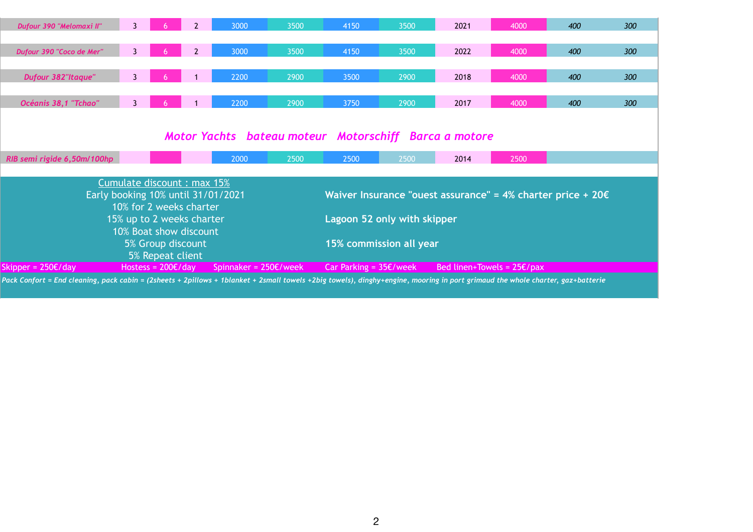| | | | | | | | | | | | |
|---|---|---|---|---|---|---|---|---|---|---|---|
| *Dufour 390 "Melomaxi II"* | 3 | 6 | 2 | 3000 | 3500 | 4150 | 3500 | 2021 | 4000 | *400* | *300* |
| *Dufour 390 "Coco de Mer"* | 3 | 6 | 2 | 3000 | 3500 | 4150 | 3500 | 2022 | 4000 | *400* | *300* |
| *Dufour 382"Itaque"* | 3 | 6 | 1 | 2200 | 2900 | 3500 | 2900 | 2018 | 4000 | *400* | *300* |
| *Océanis 38,1 "Tchao"* | 3 | 6 | 1 | 2200 | 2900 | 3750 | 2900 | 2017 | 4000 | *400* | *300* |

## *Motor Yachts bateau moteur Motorschiff Barca a motore*

| | | | | | | | | | | | |
|---|---|---|---|---|---|---|---|---|---|---|---|
| *RIB semi rigide 6,50m/100hp* | | | | 2000 | 2500 | 2500 | 2500 | 2014 | 2500 | | |

Cumulate discount : max 15%
Early booking 10% until 31/01/2021
10% for 2 weeks charter
15% up to 2 weeks charter
10% Boat show discount
5% Group discount
5% Repeat client

**Waiver Insurance "ouest assurance" = 4% charter price + 20€**

**Lagoon 52 only with skipper**

**15% commission all year**

Skipper = 250€/day Hostess = 200€/day Spinnaker = 250€/week Car Parking = 35€/week Bed linen+Towels = 25€/pax

*Pack Confort = End cleaning, pack cabin = (2sheets + 2pillows + 1blanket + 2small towels +2big towels), dinghy+engine, mooring in port grimaud the whole charter, gaz+batterie*